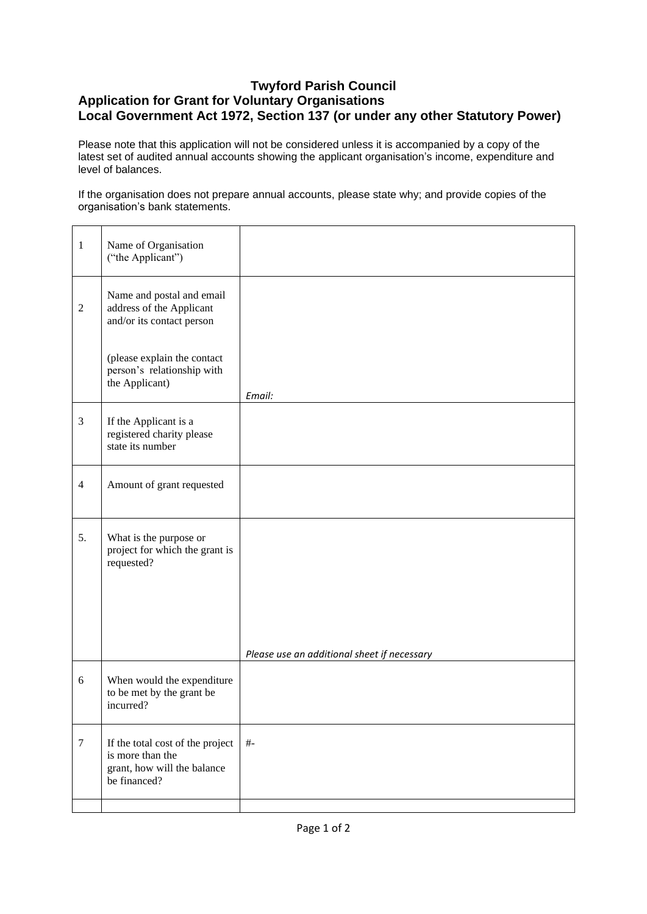**Twyford Parish Council**

**Application for Grant for Voluntary Organisations**
**Local Government Act 1972, Section 137 (or under any other Statutory Power)**

Please note that this application will not be considered unless it is accompanied by a copy of the latest set of audited annual accounts showing the applicant organisation's income, expenditure and level of balances.

If the organisation does not prepare annual accounts, please state why; and provide copies of the organisation's bank statements.

| | | |
|---|---|---|
| 1 | Name of Organisation ("the Applicant") | |
| 2 | Name and postal and email address of the Applicant and/or its contact person<br><br>(please explain the contact person's relationship with the Applicant) | *Email:* |
| 3 | If the Applicant is a registered charity please state its number | |
| 4 | Amount of grant requested | |
| 5. | What is the purpose or project for which the grant is requested? | *Please use an additional sheet if necessary* |
| 6 | When would the expenditure to be met by the grant be incurred? | |
| 7 | If the total cost of the project is more than the grant, how will the balance be financed? | #- |
| | | |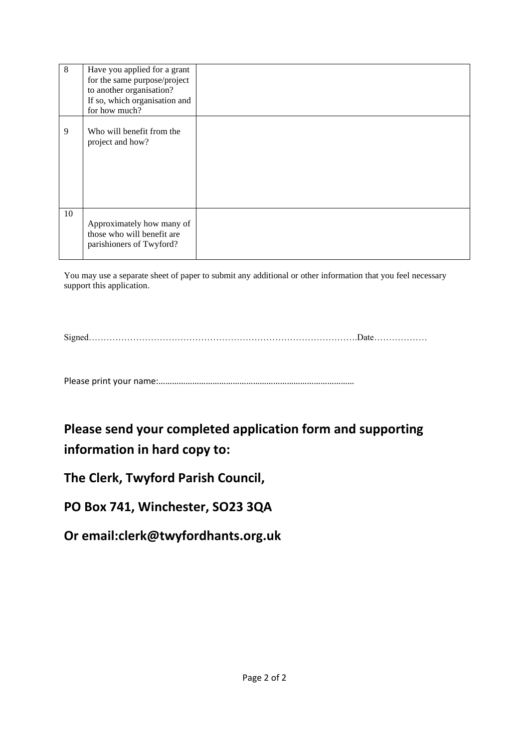| | | |
|---|---|---|
| 8 | Have you applied for a grant for the same purpose/project to another organisation? If so, which organisation and for how much? | |
| 9 | Who will benefit from the project and how? | |
| 10 | Approximately how many of those who will benefit are parishioners of Twyford? | |

You may use a separate sheet of paper to submit any additional or other information that you feel necessary support this application.

Signed………………………………………………………………………………….Date………………

Please print your name:……………………………………………………………………………

## Please send your completed application form and supporting information in hard copy to:

## The Clerk, Twyford Parish Council,

## PO Box 741, Winchester, SO23 3QA

## Or email:clerk@twyfordhants.org.uk